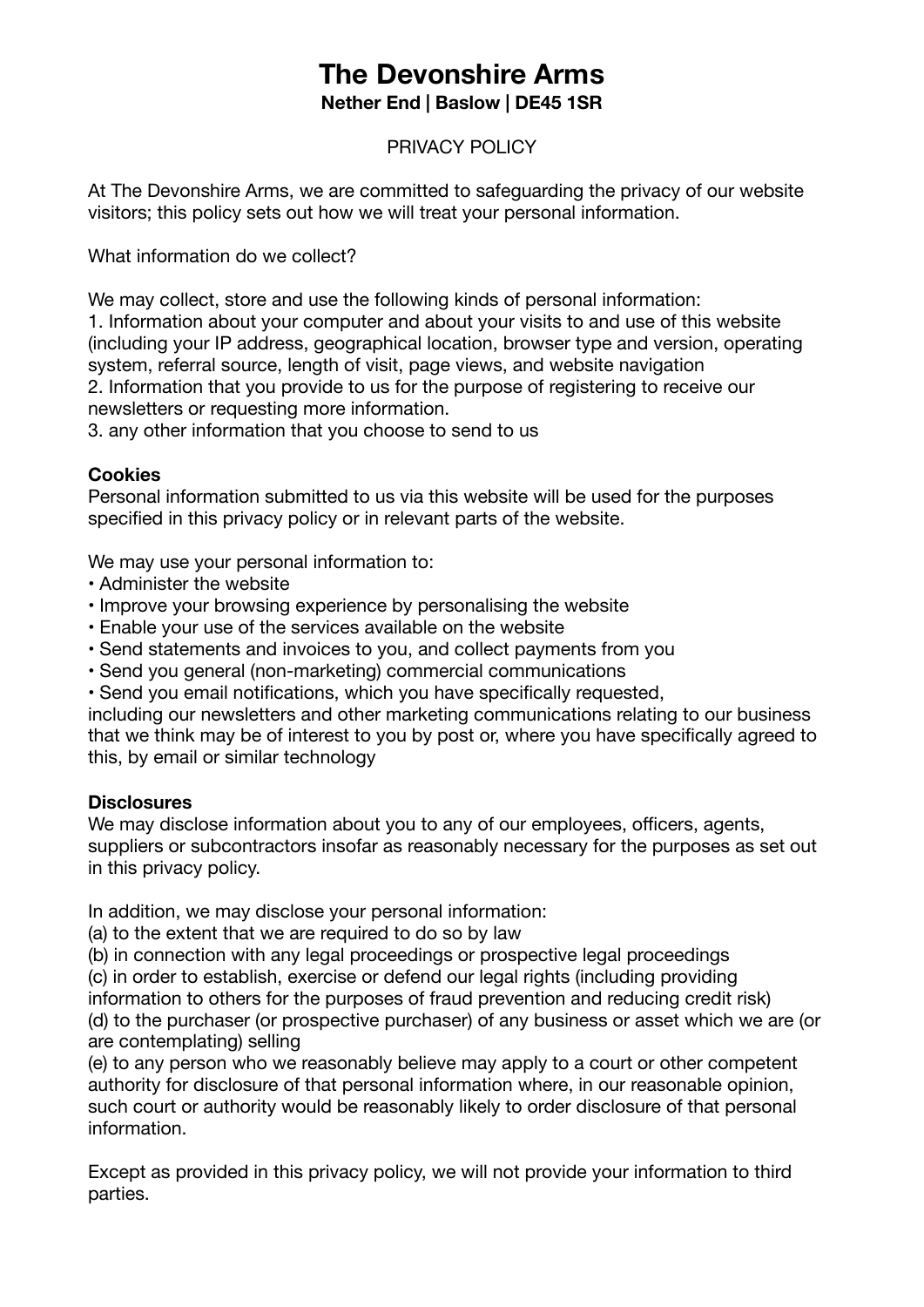# The Devonshire Arms

**Nether End | Baslow | DE45 1SR**

PRIVACY POLICY

At The Devonshire Arms, we are committed to safeguarding the privacy of our website visitors; this policy sets out how we will treat your personal information.

What information do we collect?

We may collect, store and use the following kinds of personal information:
1. Information about your computer and about your visits to and use of this website (including your IP address, geographical location, browser type and version, operating system, referral source, length of visit, page views, and website navigation
2. Information that you provide to us for the purpose of registering to receive our newsletters or requesting more information.
3. any other information that you choose to send to us

**Cookies**
Personal information submitted to us via this website will be used for the purposes specified in this privacy policy or in relevant parts of the website.

We may use your personal information to:
- Administer the website
- Improve your browsing experience by personalising the website
- Enable your use of the services available on the website
- Send statements and invoices to you, and collect payments from you
- Send you general (non-marketing) commercial communications
- Send you email notifications, which you have specifically requested,

including our newsletters and other marketing communications relating to our business that we think may be of interest to you by post or, where you have specifically agreed to this, by email or similar technology

**Disclosures**
We may disclose information about you to any of our employees, officers, agents, suppliers or subcontractors insofar as reasonably necessary for the purposes as set out in this privacy policy.

In addition, we may disclose your personal information:
(a) to the extent that we are required to do so by law
(b) in connection with any legal proceedings or prospective legal proceedings
(c) in order to establish, exercise or defend our legal rights (including providing information to others for the purposes of fraud prevention and reducing credit risk)
(d) to the purchaser (or prospective purchaser) of any business or asset which we are (or are contemplating) selling
(e) to any person who we reasonably believe may apply to a court or other competent authority for disclosure of that personal information where, in our reasonable opinion, such court or authority would be reasonably likely to order disclosure of that personal information.

Except as provided in this privacy policy, we will not provide your information to third parties.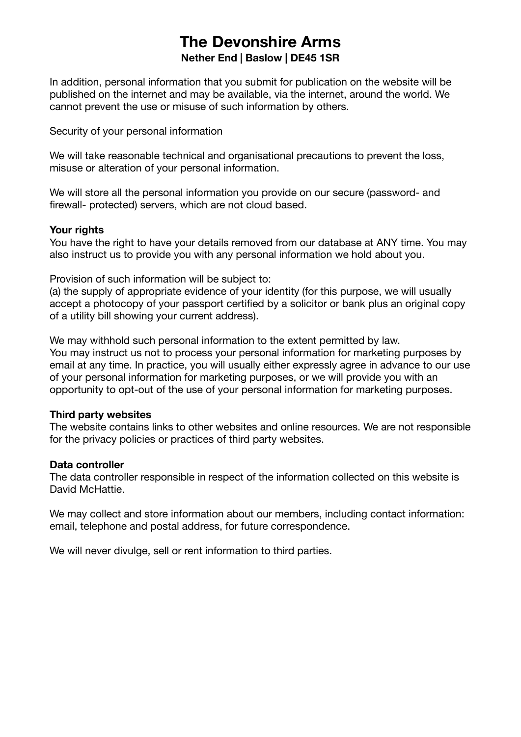# The Devonshire Arms

**Nether End | Baslow | DE45 1SR**

In addition, personal information that you submit for publication on the website will be published on the internet and may be available, via the internet, around the world. We cannot prevent the use or misuse of such information by others.

Security of your personal information

We will take reasonable technical and organisational precautions to prevent the loss, misuse or alteration of your personal information.

We will store all the personal information you provide on our secure (password- and firewall- protected) servers, which are not cloud based.

**Your rights**

You have the right to have your details removed from our database at ANY time. You may also instruct us to provide you with any personal information we hold about you.

Provision of such information will be subject to:
(a) the supply of appropriate evidence of your identity (for this purpose, we will usually accept a photocopy of your passport certified by a solicitor or bank plus an original copy of a utility bill showing your current address).

We may withhold such personal information to the extent permitted by law.
You may instruct us not to process your personal information for marketing purposes by email at any time. In practice, you will usually either expressly agree in advance to our use of your personal information for marketing purposes, or we will provide you with an opportunity to opt-out of the use of your personal information for marketing purposes.

**Third party websites**

The website contains links to other websites and online resources. We are not responsible for the privacy policies or practices of third party websites.

**Data controller**

The data controller responsible in respect of the information collected on this website is David McHattie.

We may collect and store information about our members, including contact information: email, telephone and postal address, for future correspondence.

We will never divulge, sell or rent information to third parties.